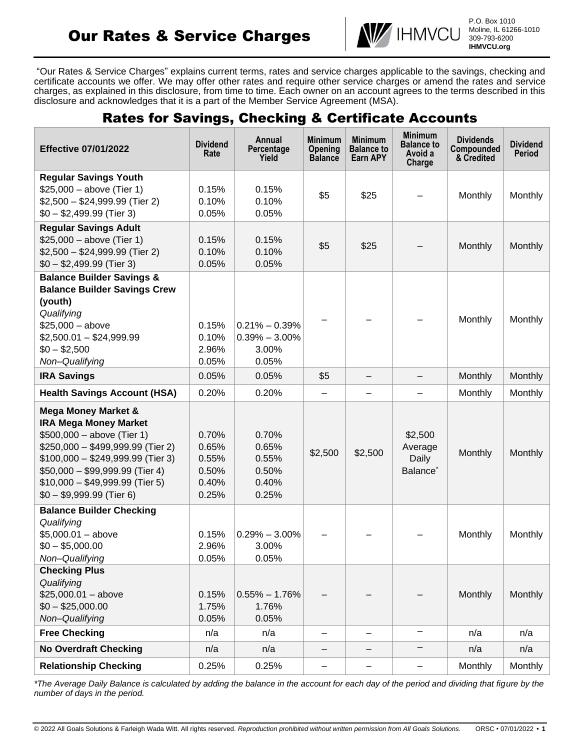# Our Rates & Service Charges

IHMVCU
P.O. Box 1010
Moline, IL 61266-1010
309-793-6200
**IHMVCU.org**

"Our Rates & Service Charges" explains current terms, rates and service charges applicable to the savings, checking and certificate accounts we offer. We may offer other rates and require other service charges or amend the rates and service charges, as explained in this disclosure, from time to time. Each owner on an account agrees to the terms described in this disclosure and acknowledges that it is a part of the Member Service Agreement (MSA).

## Rates for Savings, Checking & Certificate Accounts

| Effective 07/01/2022 | Dividend Rate | Annual Percentage Yield | Minimum Opening Balance | Minimum Balance to Earn APY | Minimum Balance to Avoid a Charge | Dividends Compounded & Credited | Dividend Period |
|---|---|---|---|---|---|---|---|
| **Regular Savings Youth**<br>$25,000 – above (Tier 1)<br>$2,500 – $24,999.99 (Tier 2)<br>$0 – $2,499.99 (Tier 3) | <br>0.15%<br>0.10%<br>0.05% | <br>0.15%<br>0.10%<br>0.05% | $5 | $25 | – | Monthly | Monthly |
| **Regular Savings Adult**<br>$25,000 – above (Tier 1)<br>$2,500 – $24,999.99 (Tier 2)<br>$0 – $2,499.99 (Tier 3) | <br>0.15%<br>0.10%<br>0.05% | <br>0.15%<br>0.10%<br>0.05% | $5 | $25 | – | Monthly | Monthly |
| **Balance Builder Savings & Balance Builder Savings Crew (youth)**<br>*Qualifying*<br>$25,000 – above<br>$2,500.01 – $24,999.99<br>$0 – $2,500<br>*Non–Qualifying* | <br><br>0.15%<br>0.10%<br>2.96%<br>0.05% | <br><br>0.21% – 0.39%<br>0.39% – 3.00%<br>3.00%<br>0.05% | – | – | – | Monthly | Monthly |
| **IRA Savings** | 0.05% | 0.05% | $5 | – | – | Monthly | Monthly |
| **Health Savings Account (HSA)** | 0.20% | 0.20% | – | – | – | Monthly | Monthly |
| **Mega Money Market & IRA Mega Money Market**<br>$500,000 – above (Tier 1)<br>$250,000 – $499,999.99 (Tier 2)<br>$100,000 – $249,999.99 (Tier 3)<br>$50,000 – $99,999.99 (Tier 4)<br>$10,000 – $49,999.99 (Tier 5)<br>$0 – $9,999.99 (Tier 6) | <br>0.70%<br>0.65%<br>0.55%<br>0.50%<br>0.40%<br>0.25% | <br>0.70%<br>0.65%<br>0.55%<br>0.50%<br>0.40%<br>0.25% | $2,500 | $2,500 | $2,500 Average Daily Balance* | Monthly | Monthly |
| **Balance Builder Checking**<br>*Qualifying*<br>$5,000.01 – above<br>$0 – $5,000.00<br>*Non–Qualifying* | <br><br>0.15%<br>2.96%<br>0.05% | <br><br>0.29% – 3.00%<br>3.00%<br>0.05% | – | – | – | Monthly | Monthly |
| **Checking Plus**<br>*Qualifying*<br>$25,000.01 – above<br>$0 – $25,000.00<br>*Non–Qualifying* | <br><br>0.15%<br>1.75%<br>0.05% | <br><br>0.55% – 1.76%<br>1.76%<br>0.05% | – | – | – | Monthly | Monthly |
| **Free Checking** | n/a | n/a | – | – | – | n/a | n/a |
| **No Overdraft Checking** | n/a | n/a | – | – | – | n/a | n/a |
| **Relationship Checking** | 0.25% | 0.25% | – | – | – | Monthly | Monthly |

*\*The Average Daily Balance is calculated by adding the balance in the account for each day of the period and dividing that figure by the number of days in the period.*

© 2022 All Goals Solutions & Farleigh Wada Witt. All rights reserved. *Reproduction prohibited without written permission from All Goals Solutions.* ORSC • 07/01/2022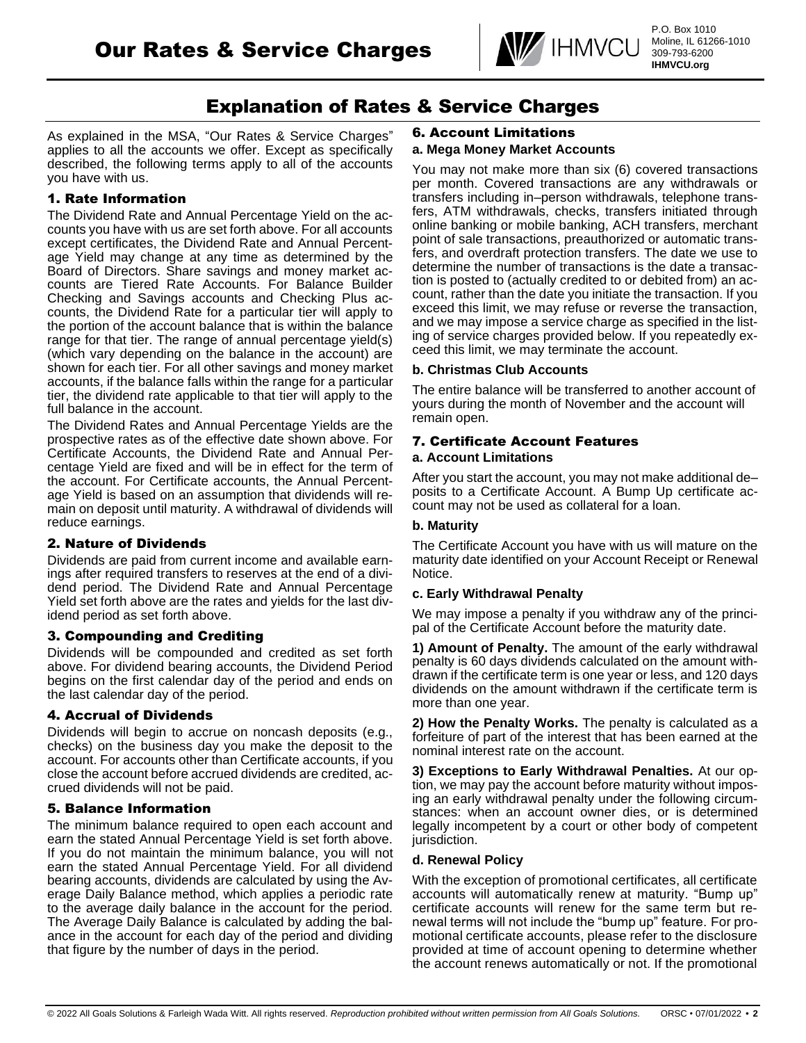# Our Rates & Service Charges

IHMVCU
P.O. Box 1010
Moline, IL 61266-1010
309-793-6200
**IHMVCU.org**

## Explanation of Rates & Service Charges

As explained in the MSA, "Our Rates & Service Charges" applies to all the accounts we offer. Except as specifically described, the following terms apply to all of the accounts you have with us.

### 1. Rate Information

The Dividend Rate and Annual Percentage Yield on the accounts you have with us are set forth above. For all accounts except certificates, the Dividend Rate and Annual Percentage Yield may change at any time as determined by the Board of Directors. Share savings and money market accounts are Tiered Rate Accounts. For Balance Builder Checking and Savings accounts and Checking Plus accounts, the Dividend Rate for a particular tier will apply to the portion of the account balance that is within the balance range for that tier. The range of annual percentage yield(s) (which vary depending on the balance in the account) are shown for each tier. For all other savings and money market accounts, if the balance falls within the range for a particular tier, the dividend rate applicable to that tier will apply to the full balance in the account.

The Dividend Rates and Annual Percentage Yields are the prospective rates as of the effective date shown above. For Certificate Accounts, the Dividend Rate and Annual Percentage Yield are fixed and will be in effect for the term of the account. For Certificate accounts, the Annual Percentage Yield is based on an assumption that dividends will remain on deposit until maturity. A withdrawal of dividends will reduce earnings.

### 2. Nature of Dividends

Dividends are paid from current income and available earnings after required transfers to reserves at the end of a dividend period. The Dividend Rate and Annual Percentage Yield set forth above are the rates and yields for the last dividend period as set forth above.

### 3. Compounding and Crediting

Dividends will be compounded and credited as set forth above. For dividend bearing accounts, the Dividend Period begins on the first calendar day of the period and ends on the last calendar day of the period.

### 4. Accrual of Dividends

Dividends will begin to accrue on noncash deposits (e.g., checks) on the business day you make the deposit to the account. For accounts other than Certificate accounts, if you close the account before accrued dividends are credited, accrued dividends will not be paid.

### 5. Balance Information

The minimum balance required to open each account and earn the stated Annual Percentage Yield is set forth above. If you do not maintain the minimum balance, you will not earn the stated Annual Percentage Yield. For all dividend bearing accounts, dividends are calculated by using the Average Daily Balance method, which applies a periodic rate to the average daily balance in the account for the period. The Average Daily Balance is calculated by adding the balance in the account for each day of the period and dividing that figure by the number of days in the period.

### 6. Account Limitations

**a. Mega Money Market Accounts**

You may not make more than six (6) covered transactions per month. Covered transactions are any withdrawals or transfers including in–person withdrawals, telephone transfers, ATM withdrawals, checks, transfers initiated through online banking or mobile banking, ACH transfers, merchant point of sale transactions, preauthorized or automatic transfers, and overdraft protection transfers. The date we use to determine the number of transactions is the date a transaction is posted to (actually credited to or debited from) an account, rather than the date you initiate the transaction. If you exceed this limit, we may refuse or reverse the transaction, and we may impose a service charge as specified in the listing of service charges provided below. If you repeatedly exceed this limit, we may terminate the account.

**b. Christmas Club Accounts**

The entire balance will be transferred to another account of yours during the month of November and the account will remain open.

### 7. Certificate Account Features

**a. Account Limitations**

After you start the account, you may not make additional de–posits to a Certificate Account. A Bump Up certificate account may not be used as collateral for a loan.

**b. Maturity**

The Certificate Account you have with us will mature on the maturity date identified on your Account Receipt or Renewal Notice.

**c. Early Withdrawal Penalty**

We may impose a penalty if you withdraw any of the principal of the Certificate Account before the maturity date.

**1) Amount of Penalty.** The amount of the early withdrawal penalty is 60 days dividends calculated on the amount withdrawn if the certificate term is one year or less, and 120 days dividends on the amount withdrawn if the certificate term is more than one year.

**2) How the Penalty Works.** The penalty is calculated as a forfeiture of part of the interest that has been earned at the nominal interest rate on the account.

**3) Exceptions to Early Withdrawal Penalties.** At our option, we may pay the account before maturity without imposing an early withdrawal penalty under the following circumstances: when an account owner dies, or is determined legally incompetent by a court or other body of competent jurisdiction.

**d. Renewal Policy**

With the exception of promotional certificates, all certificate accounts will automatically renew at maturity. "Bump up" certificate accounts will renew for the same term but renewal terms will not include the "bump up" feature. For promotional certificate accounts, please refer to the disclosure provided at time of account opening to determine whether the account renews automatically or not. If the promotional

© 2022 All Goals Solutions & Farleigh Wada Witt. All rights reserved. *Reproduction prohibited without written permission from All Goals Solutions.* ORSC • 07/01/2022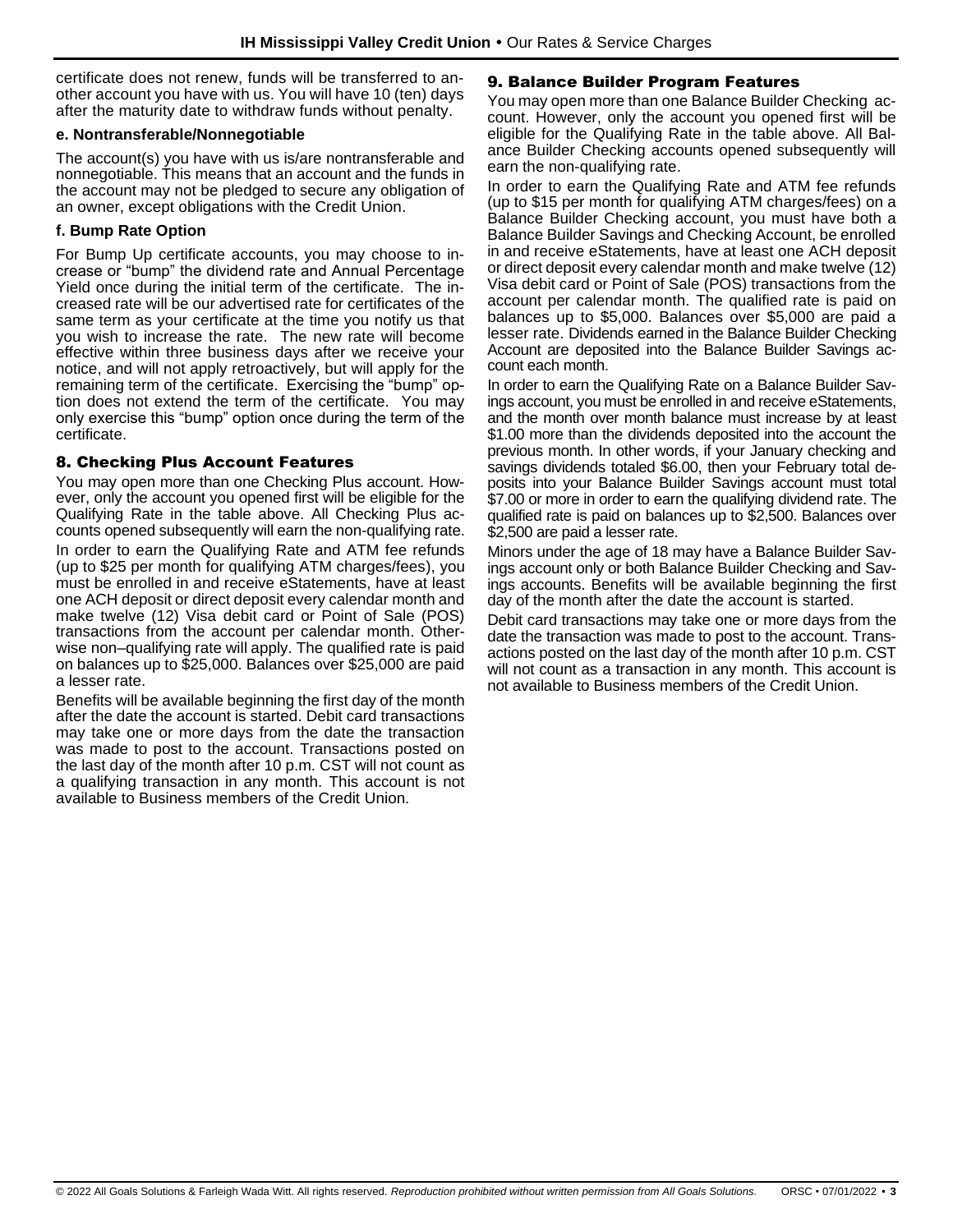certificate does not renew, funds will be transferred to another account you have with us. You will have 10 (ten) days after the maturity date to withdraw funds without penalty.

**e. Nontransferable/Nonnegotiable**

The account(s) you have with us is/are nontransferable and nonnegotiable. This means that an account and the funds in the account may not be pledged to secure any obligation of an owner, except obligations with the Credit Union.

**f. Bump Rate Option**

For Bump Up certificate accounts, you may choose to increase or "bump" the dividend rate and Annual Percentage Yield once during the initial term of the certificate. The increased rate will be our advertised rate for certificates of the same term as your certificate at the time you notify us that you wish to increase the rate. The new rate will become effective within three business days after we receive your notice, and will not apply retroactively, but will apply for the remaining term of the certificate. Exercising the "bump" option does not extend the term of the certificate. You may only exercise this "bump" option once during the term of the certificate.

## 8. Checking Plus Account Features

You may open more than one Checking Plus account. However, only the account you opened first will be eligible for the Qualifying Rate in the table above. All Checking Plus accounts opened subsequently will earn the non-qualifying rate.

In order to earn the Qualifying Rate and ATM fee refunds (up to $25 per month for qualifying ATM charges/fees), you must be enrolled in and receive eStatements, have at least one ACH deposit or direct deposit every calendar month and make twelve (12) Visa debit card or Point of Sale (POS) transactions from the account per calendar month. Otherwise non–qualifying rate will apply. The qualified rate is paid on balances up to $25,000. Balances over $25,000 are paid a lesser rate.

Benefits will be available beginning the first day of the month after the date the account is started. Debit card transactions may take one or more days from the date the transaction was made to post to the account. Transactions posted on the last day of the month after 10 p.m. CST will not count as a qualifying transaction in any month. This account is not available to Business members of the Credit Union.

## 9. Balance Builder Program Features

You may open more than one Balance Builder Checking account. However, only the account you opened first will be eligible for the Qualifying Rate in the table above. All Balance Builder Checking accounts opened subsequently will earn the non-qualifying rate.

In order to earn the Qualifying Rate and ATM fee refunds (up to $15 per month for qualifying ATM charges/fees) on a Balance Builder Checking account, you must have both a Balance Builder Savings and Checking Account, be enrolled in and receive eStatements, have at least one ACH deposit or direct deposit every calendar month and make twelve (12) Visa debit card or Point of Sale (POS) transactions from the account per calendar month. The qualified rate is paid on balances up to $5,000. Balances over $5,000 are paid a lesser rate. Dividends earned in the Balance Builder Checking Account are deposited into the Balance Builder Savings account each month.

In order to earn the Qualifying Rate on a Balance Builder Savings account, you must be enrolled in and receive eStatements, and the month over month balance must increase by at least $1.00 more than the dividends deposited into the account the previous month. In other words, if your January checking and savings dividends totaled $6.00, then your February total deposits into your Balance Builder Savings account must total $7.00 or more in order to earn the qualifying dividend rate. The qualified rate is paid on balances up to $2,500. Balances over $2,500 are paid a lesser rate.

Minors under the age of 18 may have a Balance Builder Savings account only or both Balance Builder Checking and Savings accounts. Benefits will be available beginning the first day of the month after the date the account is started.

Debit card transactions may take one or more days from the date the transaction was made to post to the account. Transactions posted on the last day of the month after 10 p.m. CST will not count as a transaction in any month. This account is not available to Business members of the Credit Union.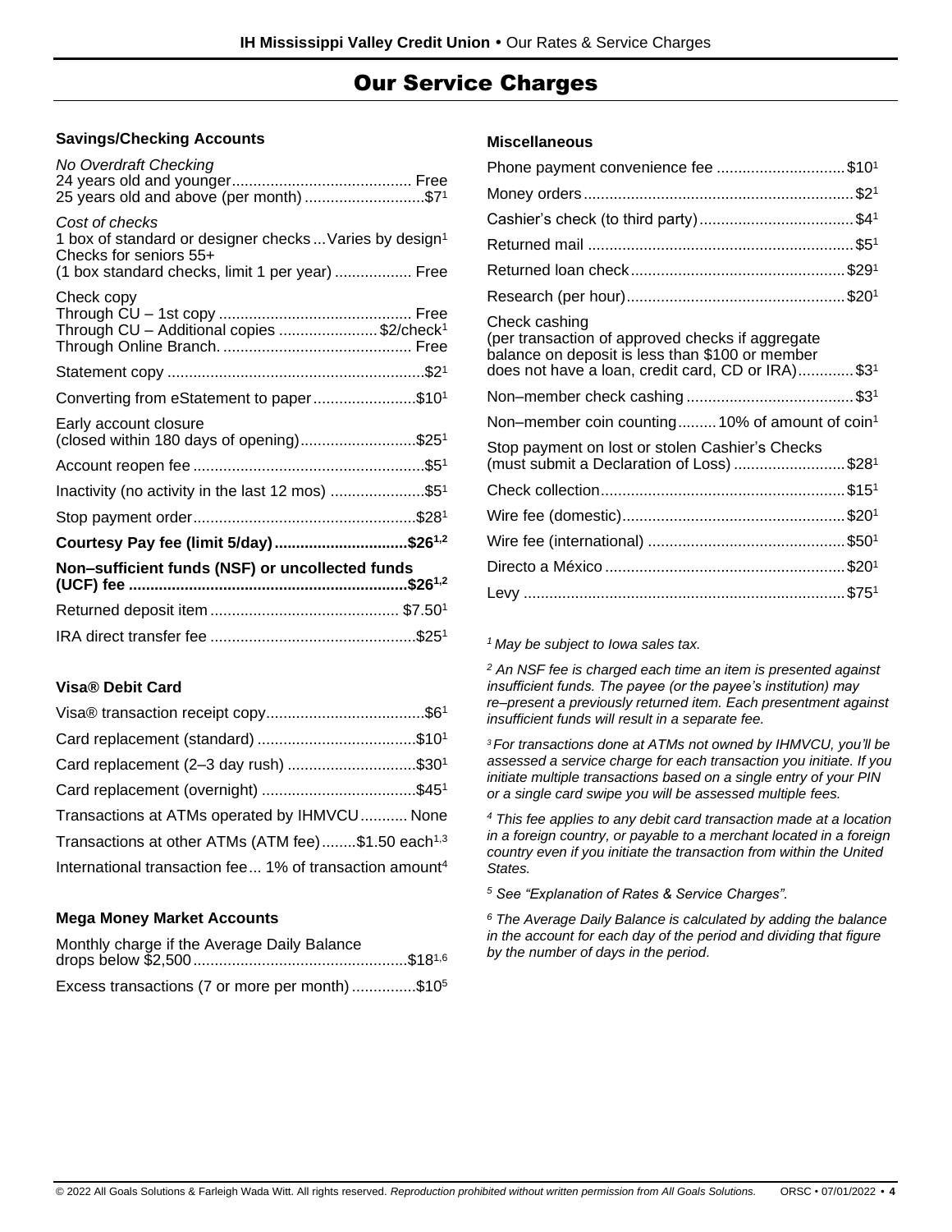# Our Service Charges

### Savings/Checking Accounts

| | |
|---|---|
| *No Overdraft Checking* | |
| 24 years old and younger | Free |
| 25 years old and above (per month) | $7[1] |
| *Cost of checks* | |
| 1 box of standard or designer checks | Varies by design[1] |
| Checks for seniors 55+ (1 box standard checks, limit 1 per year) | Free |
| Check copy | |
| Through CU – 1st copy | Free |
| Through CU – Additional copies | $2/check[1] |
| Through Online Branch. | Free |
| Statement copy | $2[1] |
| Converting from eStatement to paper | $10[1] |
| Early account closure (closed within 180 days of opening) | $25[1] |
| Account reopen fee | $5[1] |
| Inactivity (no activity in the last 12 mos) | $5[1] |
| Stop payment order | $28[1] |
| **Courtesy Pay fee (limit 5/day)** | **$26[1,2]** |
| **Non–sufficient funds (NSF) or uncollected funds (UCF) fee** | **$26[1,2]** |
| Returned deposit item | $7.50[1] |
| IRA direct transfer fee | $25[1] |

### Visa® Debit Card

| | |
|---|---|
| Visa® transaction receipt copy | $6[1] |
| Card replacement (standard) | $10[1] |
| Card replacement (2–3 day rush) | $30[1] |
| Card replacement (overnight) | $45[1] |
| Transactions at ATMs operated by IHMVCU | None |
| Transactions at other ATMs (ATM fee) | $1.50 each[1,3] |
| International transaction fee | 1% of transaction amount[4] |

### Mega Money Market Accounts

| | |
|---|---|
| Monthly charge if the Average Daily Balance drops below $2,500 | $18[1,6] |
| Excess transactions (7 or more per month) | $10[5] |

### Miscellaneous

| | |
|---|---|
| Phone payment convenience fee | $10[1] |
| Money orders | $2[1] |
| Cashier's check (to third party) | $4[1] |
| Returned mail | $5[1] |
| Returned loan check | $29[1] |
| Research (per hour) | $20[1] |
| Check cashing (per transaction of approved checks if aggregate balance on deposit is less than $100 or member does not have a loan, credit card, CD or IRA) | $3[1] |
| Non–member check cashing | $3[1] |
| Non–member coin counting | 10% of amount of coin[1] |
| Stop payment on lost or stolen Cashier's Checks (must submit a Declaration of Loss) | $28[1] |
| Check collection | $15[1] |
| Wire fee (domestic) | $20[1] |
| Wire fee (international) | $50[1] |
| Directo a México | $20[1] |
| Levy | $75[1] |

*[1] May be subject to Iowa sales tax.*

*[2] An NSF fee is charged each time an item is presented against insufficient funds. The payee (or the payee's institution) may re–present a previously returned item. Each presentment against insufficient funds will result in a separate fee.*

*[3] For transactions done at ATMs not owned by IHMVCU, you'll be assessed a service charge for each transaction you initiate. If you initiate multiple transactions based on a single entry of your PIN or a single card swipe you will be assessed multiple fees.*

*[4] This fee applies to any debit card transaction made at a location in a foreign country, or payable to a merchant located in a foreign country even if you initiate the transaction from within the United States.*

*[5] See "Explanation of Rates & Service Charges".*

*[6] The Average Daily Balance is calculated by adding the balance in the account for each day of the period and dividing that figure by the number of days in the period.*